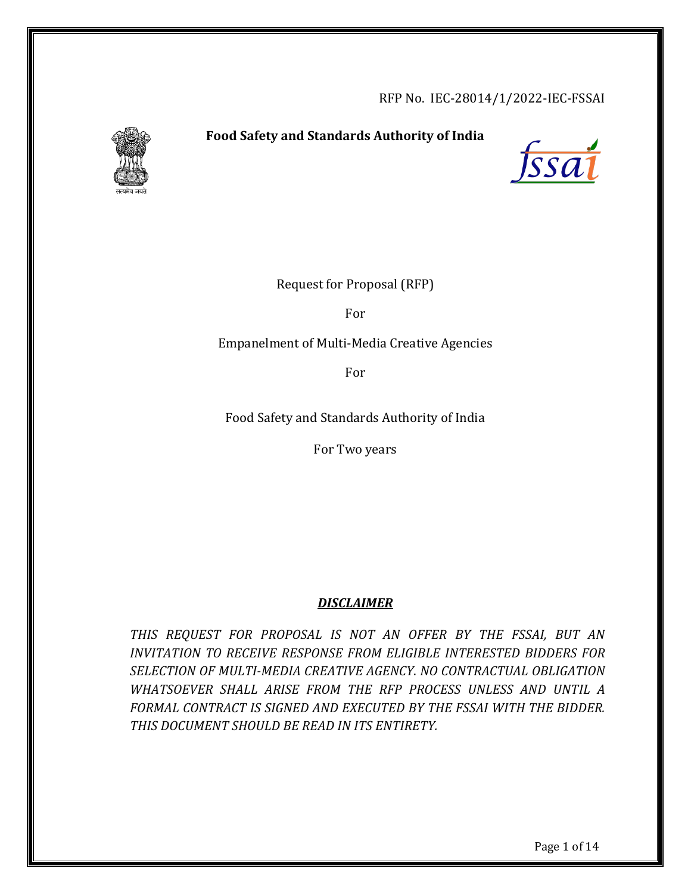RFP No. IEC-28014/1/2022-IEC-FSSAI

**Food Safety and Standards Authority of India**

Request for Proposal (RFP)

For

Empanelment of Multi-Media Creative Agencies

For

Food Safety and Standards Authority of India

For Two years

***DISCLAIMER***

*THIS REQUEST FOR PROPOSAL IS NOT AN OFFER BY THE FSSAI, BUT AN INVITATION TO RECEIVE RESPONSE FROM ELIGIBLE INTERESTED BIDDERS FOR SELECTION OF MULTI-MEDIA CREATIVE AGENCY. NO CONTRACTUAL OBLIGATION WHATSOEVER SHALL ARISE FROM THE RFP PROCESS UNLESS AND UNTIL A FORMAL CONTRACT IS SIGNED AND EXECUTED BY THE FSSAI WITH THE BIDDER. THIS DOCUMENT SHOULD BE READ IN ITS ENTIRETY.*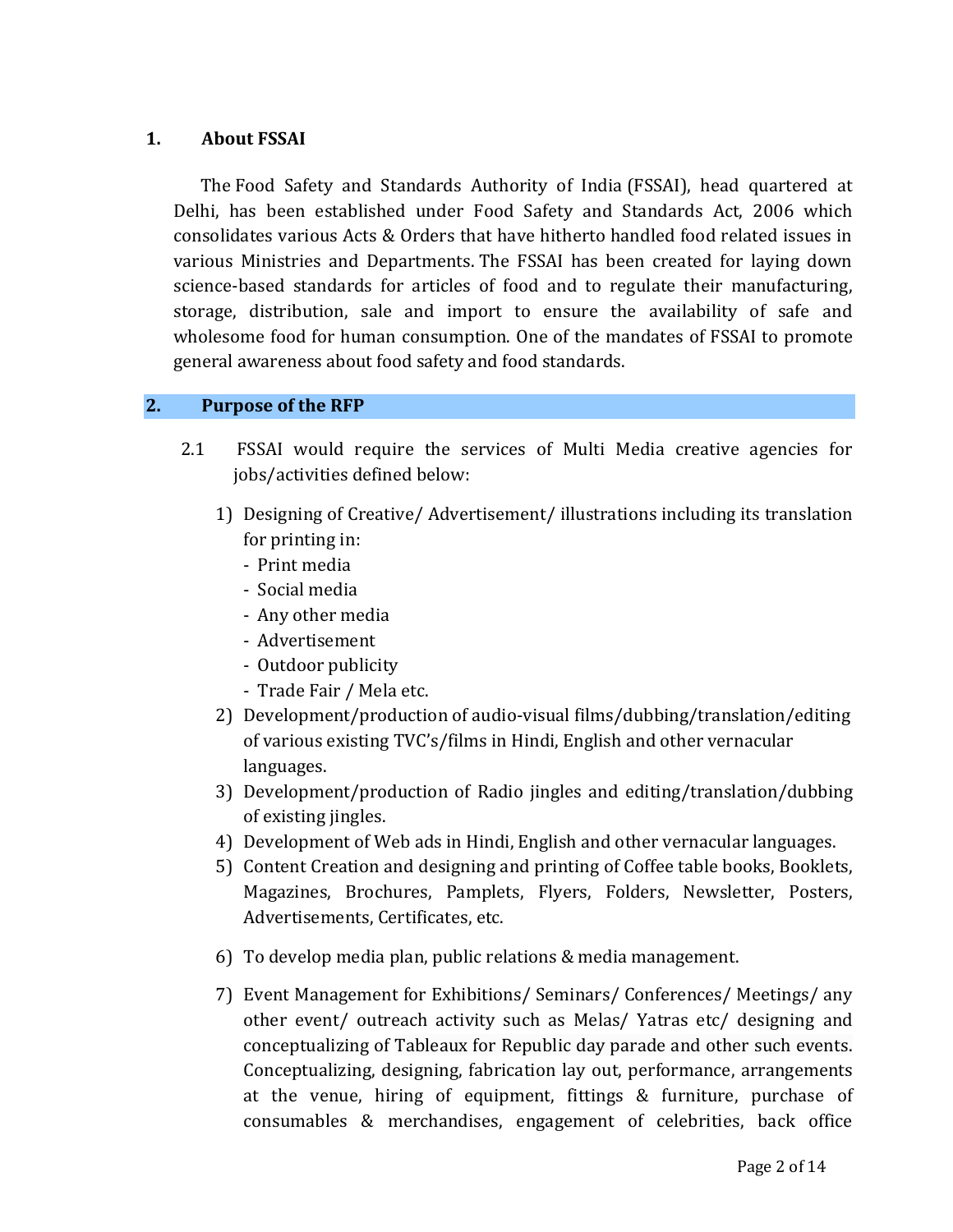## 1. About FSSAI

The Food Safety and Standards Authority of India (FSSAI), head quartered at Delhi, has been established under Food Safety and Standards Act, 2006 which consolidates various Acts & Orders that have hitherto handled food related issues in various Ministries and Departments. The FSSAI has been created for laying down science-based standards for articles of food and to regulate their manufacturing, storage, distribution, sale and import to ensure the availability of safe and wholesome food for human consumption. One of the mandates of FSSAI to promote general awareness about food safety and food standards.

## 2. Purpose of the RFP

2.1 FSSAI would require the services of Multi Media creative agencies for jobs/activities defined below:

1) Designing of Creative/ Advertisement/ illustrations including its translation for printing in:
   - Print media
   - Social media
   - Any other media
   - Advertisement
   - Outdoor publicity
   - Trade Fair / Mela etc.
2) Development/production of audio-visual films/dubbing/translation/editing of various existing TVC's/films in Hindi, English and other vernacular languages.
3) Development/production of Radio jingles and editing/translation/dubbing of existing jingles.
4) Development of Web ads in Hindi, English and other vernacular languages.
5) Content Creation and designing and printing of Coffee table books, Booklets, Magazines, Brochures, Pamplets, Flyers, Folders, Newsletter, Posters, Advertisements, Certificates, etc.
6) To develop media plan, public relations & media management.
7) Event Management for Exhibitions/ Seminars/ Conferences/ Meetings/ any other event/ outreach activity such as Melas/ Yatras etc/ designing and conceptualizing of Tableaux for Republic day parade and other such events. Conceptualizing, designing, fabrication lay out, performance, arrangements at the venue, hiring of equipment, fittings & furniture, purchase of consumables & merchandises, engagement of celebrities, back office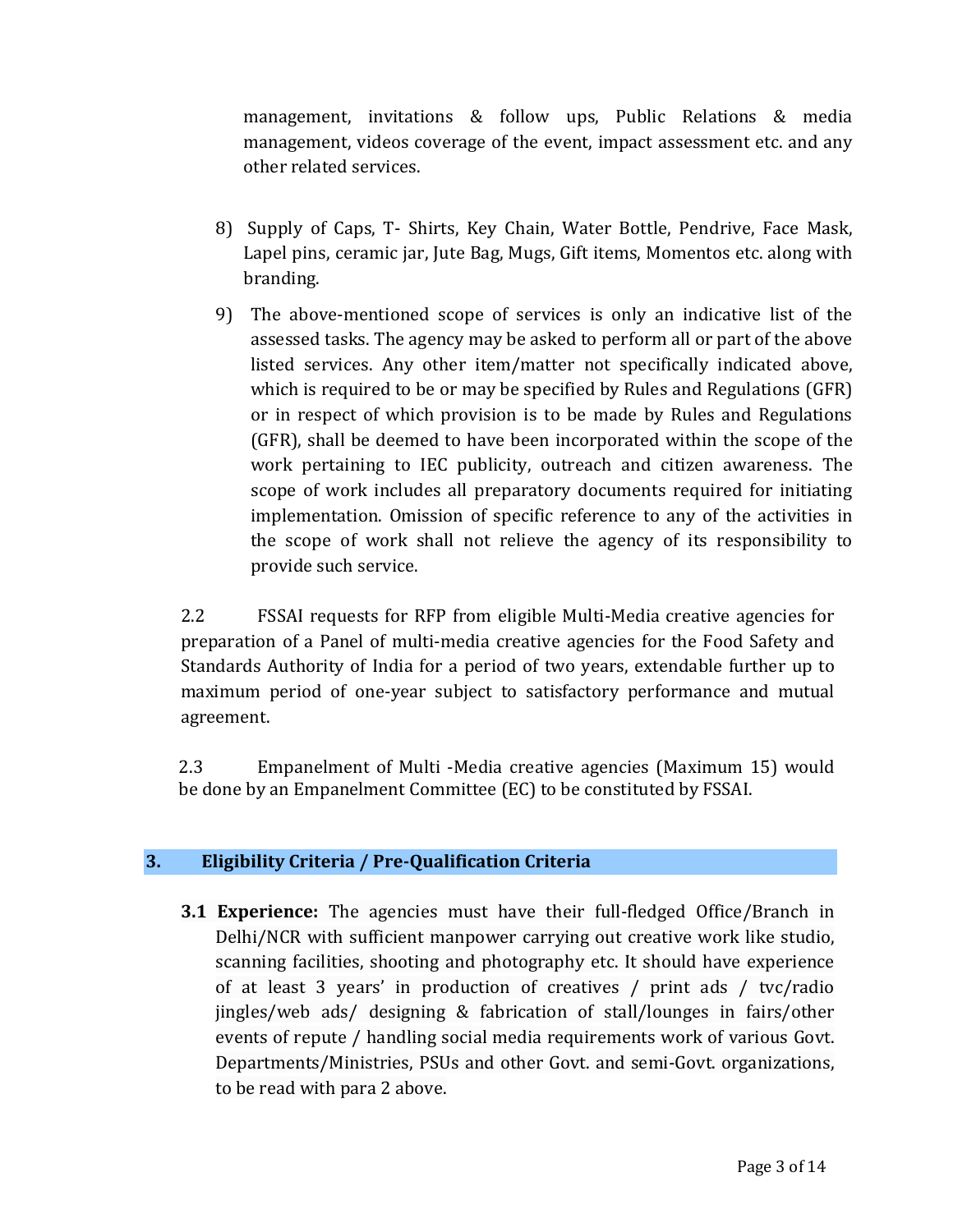management, invitations & follow ups, Public Relations & media management, videos coverage of the event, impact assessment etc. and any other related services.

8) Supply of Caps, T- Shirts, Key Chain, Water Bottle, Pendrive, Face Mask, Lapel pins, ceramic jar, Jute Bag, Mugs, Gift items, Momentos etc. along with branding.

9) The above-mentioned scope of services is only an indicative list of the assessed tasks. The agency may be asked to perform all or part of the above listed services. Any other item/matter not specifically indicated above, which is required to be or may be specified by Rules and Regulations (GFR) or in respect of which provision is to be made by Rules and Regulations (GFR), shall be deemed to have been incorporated within the scope of the work pertaining to IEC publicity, outreach and citizen awareness. The scope of work includes all preparatory documents required for initiating implementation. Omission of specific reference to any of the activities in the scope of work shall not relieve the agency of its responsibility to provide such service.

2.2 FSSAI requests for RFP from eligible Multi-Media creative agencies for preparation of a Panel of multi-media creative agencies for the Food Safety and Standards Authority of India for a period of two years, extendable further up to maximum period of one-year subject to satisfactory performance and mutual agreement.

2.3 Empanelment of Multi -Media creative agencies (Maximum 15) would be done by an Empanelment Committee (EC) to be constituted by FSSAI.

## 3. Eligibility Criteria / Pre-Qualification Criteria

**3.1 Experience:** The agencies must have their full-fledged Office/Branch in Delhi/NCR with sufficient manpower carrying out creative work like studio, scanning facilities, shooting and photography etc. It should have experience of at least 3 years' in production of creatives / print ads / tvc/radio jingles/web ads/ designing & fabrication of stall/lounges in fairs/other events of repute / handling social media requirements work of various Govt. Departments/Ministries, PSUs and other Govt. and semi-Govt. organizations, to be read with para 2 above.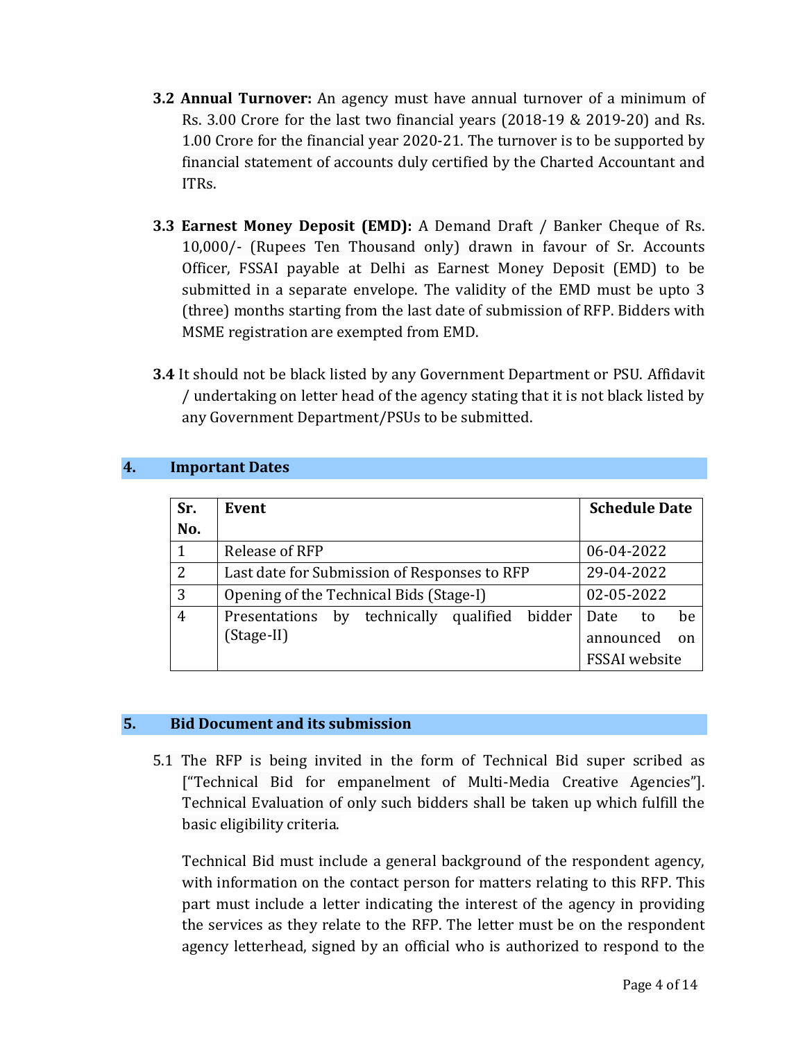**3.2 Annual Turnover:** An agency must have annual turnover of a minimum of Rs. 3.00 Crore for the last two financial years (2018-19 & 2019-20) and Rs. 1.00 Crore for the financial year 2020-21. The turnover is to be supported by financial statement of accounts duly certified by the Charted Accountant and ITRs.

**3.3 Earnest Money Deposit (EMD):** A Demand Draft / Banker Cheque of Rs. 10,000/- (Rupees Ten Thousand only) drawn in favour of Sr. Accounts Officer, FSSAI payable at Delhi as Earnest Money Deposit (EMD) to be submitted in a separate envelope. The validity of the EMD must be upto 3 (three) months starting from the last date of submission of RFP. Bidders with MSME registration are exempted from EMD.

**3.4** It should not be black listed by any Government Department or PSU. Affidavit / undertaking on letter head of the agency stating that it is not black listed by any Government Department/PSUs to be submitted.

## 4. Important Dates

| Sr. No. | Event | Schedule Date |
|---|---|---|
| 1 | Release of RFP | 06-04-2022 |
| 2 | Last date for Submission of Responses to RFP | 29-04-2022 |
| 3 | Opening of the Technical Bids (Stage-I) | 02-05-2022 |
| 4 | Presentations by technically qualified bidder (Stage-II) | Date to be announced on FSSAI website |

## 5. Bid Document and its submission

5.1 The RFP is being invited in the form of Technical Bid super scribed as ["Technical Bid for empanelment of Multi-Media Creative Agencies"]. Technical Evaluation of only such bidders shall be taken up which fulfill the basic eligibility criteria.

Technical Bid must include a general background of the respondent agency, with information on the contact person for matters relating to this RFP. This part must include a letter indicating the interest of the agency in providing the services as they relate to the RFP. The letter must be on the respondent agency letterhead, signed by an official who is authorized to respond to the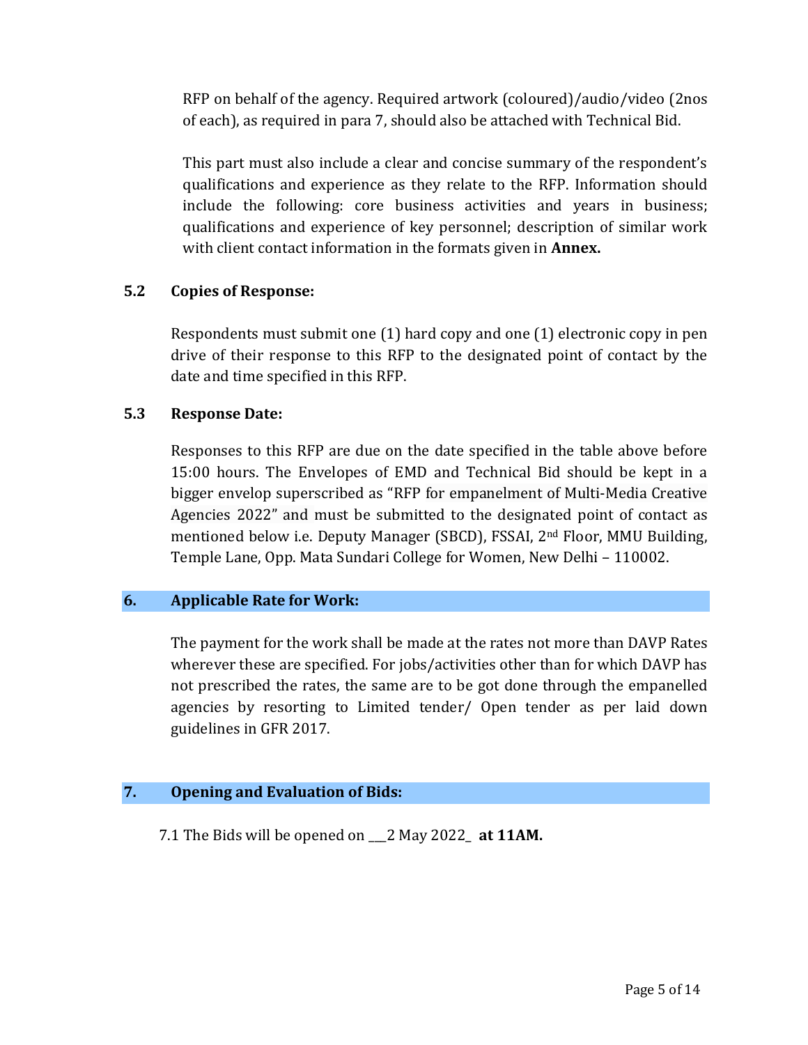RFP on behalf of the agency. Required artwork (coloured)/audio/video (2nos of each), as required in para 7, should also be attached with Technical Bid.

This part must also include a clear and concise summary of the respondent's qualifications and experience as they relate to the RFP. Information should include the following: core business activities and years in business; qualifications and experience of key personnel; description of similar work with client contact information in the formats given in **Annex.**

### 5.2 Copies of Response:

Respondents must submit one (1) hard copy and one (1) electronic copy in pen drive of their response to this RFP to the designated point of contact by the date and time specified in this RFP.

### 5.3 Response Date:

Responses to this RFP are due on the date specified in the table above before 15:00 hours. The Envelopes of EMD and Technical Bid should be kept in a bigger envelop superscribed as "RFP for empanelment of Multi-Media Creative Agencies 2022" and must be submitted to the designated point of contact as mentioned below i.e. Deputy Manager (SBCD), FSSAI, 2nd Floor, MMU Building, Temple Lane, Opp. Mata Sundari College for Women, New Delhi – 110002.

## 6. Applicable Rate for Work:

The payment for the work shall be made at the rates not more than DAVP Rates wherever these are specified. For jobs/activities other than for which DAVP has not prescribed the rates, the same are to be got done through the empanelled agencies by resorting to Limited tender/ Open tender as per laid down guidelines in GFR 2017.

## 7. Opening and Evaluation of Bids:

7.1 The Bids will be opened on ___2 May 2022_ **at 11AM.**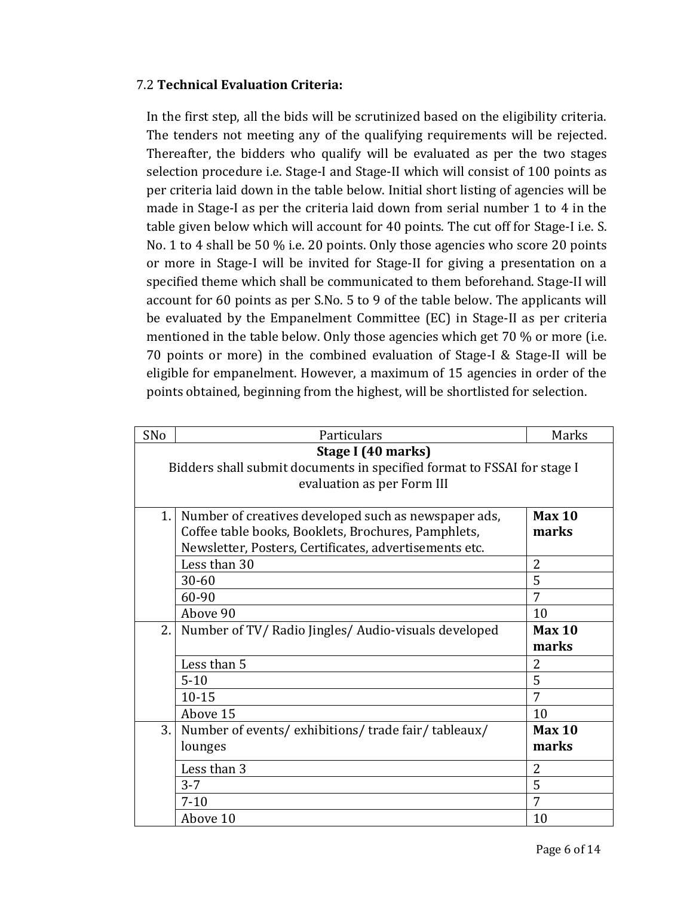### 7.2 **Technical Evaluation Criteria:**

In the first step, all the bids will be scrutinized based on the eligibility criteria. The tenders not meeting any of the qualifying requirements will be rejected. Thereafter, the bidders who qualify will be evaluated as per the two stages selection procedure i.e. Stage-I and Stage-II which will consist of 100 points as per criteria laid down in the table below. Initial short listing of agencies will be made in Stage-I as per the criteria laid down from serial number 1 to 4 in the table given below which will account for 40 points. The cut off for Stage-I i.e. S. No. 1 to 4 shall be 50 % i.e. 20 points. Only those agencies who score 20 points or more in Stage-I will be invited for Stage-II for giving a presentation on a specified theme which shall be communicated to them beforehand. Stage-II will account for 60 points as per S.No. 5 to 9 of the table below. The applicants will be evaluated by the Empanelment Committee (EC) in Stage-II as per criteria mentioned in the table below. Only those agencies which get 70 % or more (i.e. 70 points or more) in the combined evaluation of Stage-I & Stage-II will be eligible for empanelment. However, a maximum of 15 agencies in order of the points obtained, beginning from the highest, will be shortlisted for selection.

| SNo | Particulars | Marks |
|---|---|---|
| | **Stage I (40 marks)**<br>Bidders shall submit documents in specified format to FSSAI for stage I evaluation as per Form III | |
| 1. | Number of creatives developed such as newspaper ads, Coffee table books, Booklets, Brochures, Pamphlets, Newsletter, Posters, Certificates, advertisements etc. | **Max 10 marks** |
| | Less than 30 | 2 |
| | 30-60 | 5 |
| | 60-90 | 7 |
| | Above 90 | 10 |
| 2. | Number of TV/ Radio Jingles/ Audio-visuals developed | **Max 10 marks** |
| | Less than 5 | 2 |
| | 5-10 | 5 |
| | 10-15 | 7 |
| | Above 15 | 10 |
| 3. | Number of events/ exhibitions/ trade fair/ tableaux/ lounges | **Max 10 marks** |
| | Less than 3 | 2 |
| | 3-7 | 5 |
| | 7-10 | 7 |
| | Above 10 | 10 |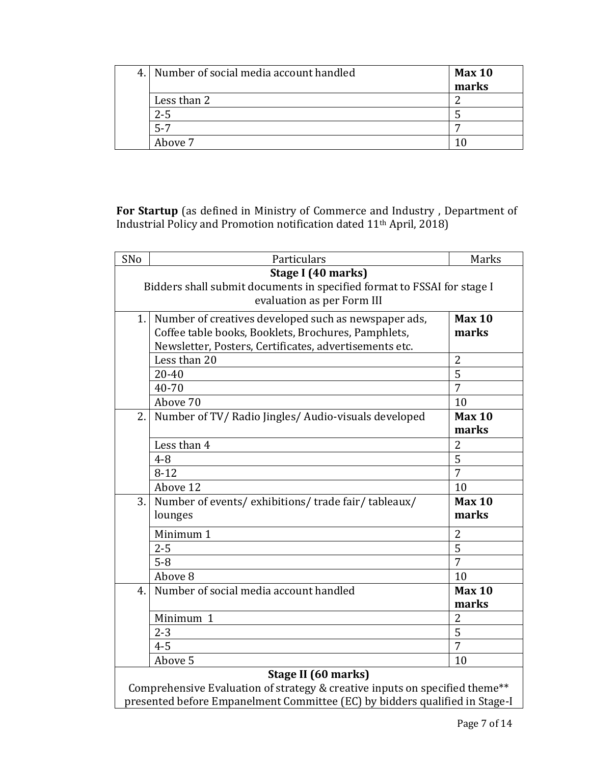| 4. | Number of social media account handled | **Max 10 marks** |
|---|---|---|
| | Less than 2 | 2 |
| | 2-5 | 5 |
| | 5-7 | 7 |
| | Above 7 | 10 |

**For Startup** (as defined in Ministry of Commerce and Industry , Department of Industrial Policy and Promotion notification dated 11th April, 2018)

| SNo | Particulars | Marks |
|---|---|---|
| | **Stage I (40 marks)** Bidders shall submit documents in specified format to FSSAI for stage I evaluation as per Form III | |
| 1. | Number of creatives developed such as newspaper ads, Coffee table books, Booklets, Brochures, Pamphlets, Newsletter, Posters, Certificates, advertisements etc. | **Max 10 marks** |
| | Less than 20 | 2 |
| | 20-40 | 5 |
| | 40-70 | 7 |
| | Above 70 | 10 |
| 2. | Number of TV/ Radio Jingles/ Audio-visuals developed | **Max 10 marks** |
| | Less than 4 | 2 |
| | 4-8 | 5 |
| | 8-12 | 7 |
| | Above 12 | 10 |
| 3. | Number of events/ exhibitions/ trade fair/ tableaux/ lounges | **Max 10 marks** |
| | Minimum 1 | 2 |
| | 2-5 | 5 |
| | 5-8 | 7 |
| | Above 8 | 10 |
| 4. | Number of social media account handled | **Max 10 marks** |
| | Minimum 1 | 2 |
| | 2-3 | 5 |
| | 4-5 | 7 |
| | Above 5 | 10 |
| | **Stage II (60 marks)** Comprehensive Evaluation of strategy & creative inputs on specified theme** presented before Empanelment Committee (EC) by bidders qualified in Stage-I | |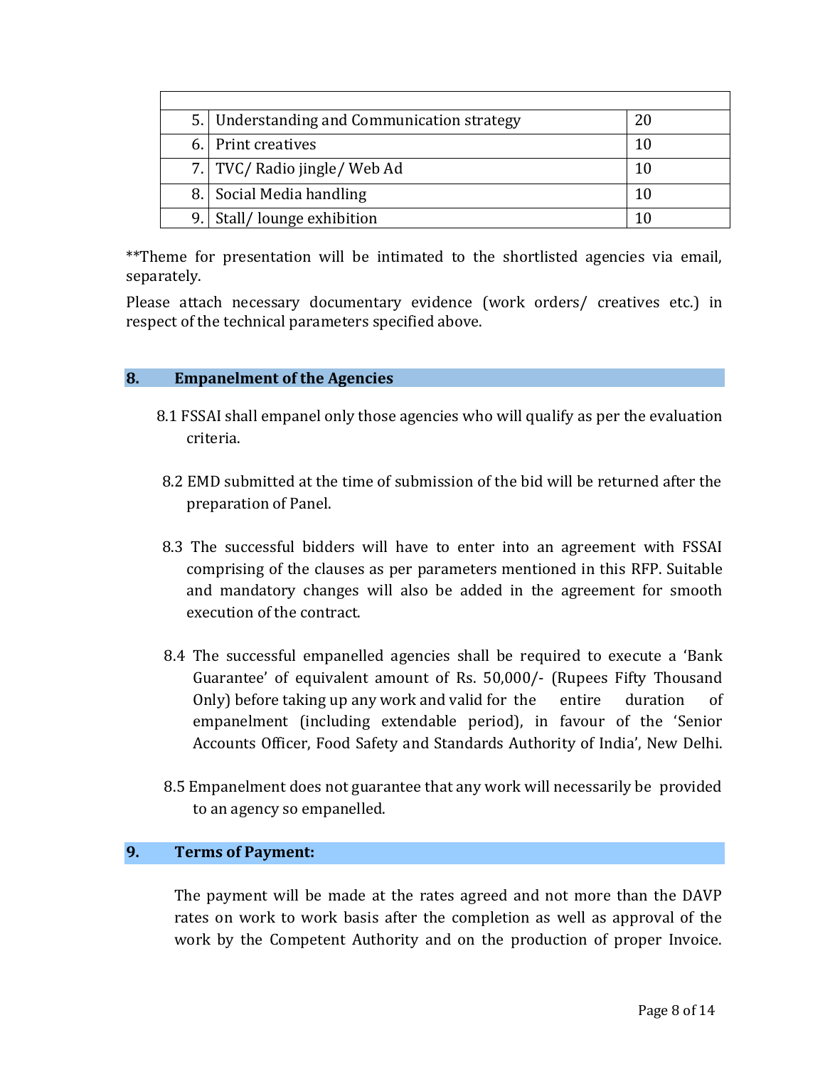| | | |
|---|---|---|
| 5. | Understanding and Communication strategy | 20 |
| 6. | Print creatives | 10 |
| 7. | TVC/ Radio jingle/ Web Ad | 10 |
| 8. | Social Media handling | 10 |
| 9. | Stall/ lounge exhibition | 10 |

**Theme for presentation will be intimated to the shortlisted agencies via email, separately.

Please attach necessary documentary evidence (work orders/ creatives etc.) in respect of the technical parameters specified above.

## 8. Empanelment of the Agencies

8.1 FSSAI shall empanel only those agencies who will qualify as per the evaluation criteria.

8.2 EMD submitted at the time of submission of the bid will be returned after the preparation of Panel.

8.3 The successful bidders will have to enter into an agreement with FSSAI comprising of the clauses as per parameters mentioned in this RFP. Suitable and mandatory changes will also be added in the agreement for smooth execution of the contract.

8.4 The successful empanelled agencies shall be required to execute a 'Bank Guarantee' of equivalent amount of Rs. 50,000/- (Rupees Fifty Thousand Only) before taking up any work and valid for the entire duration of empanelment (including extendable period), in favour of the 'Senior Accounts Officer, Food Safety and Standards Authority of India', New Delhi.

8.5 Empanelment does not guarantee that any work will necessarily be provided to an agency so empanelled.

## 9. Terms of Payment:

The payment will be made at the rates agreed and not more than the DAVP rates on work to work basis after the completion as well as approval of the work by the Competent Authority and on the production of proper Invoice.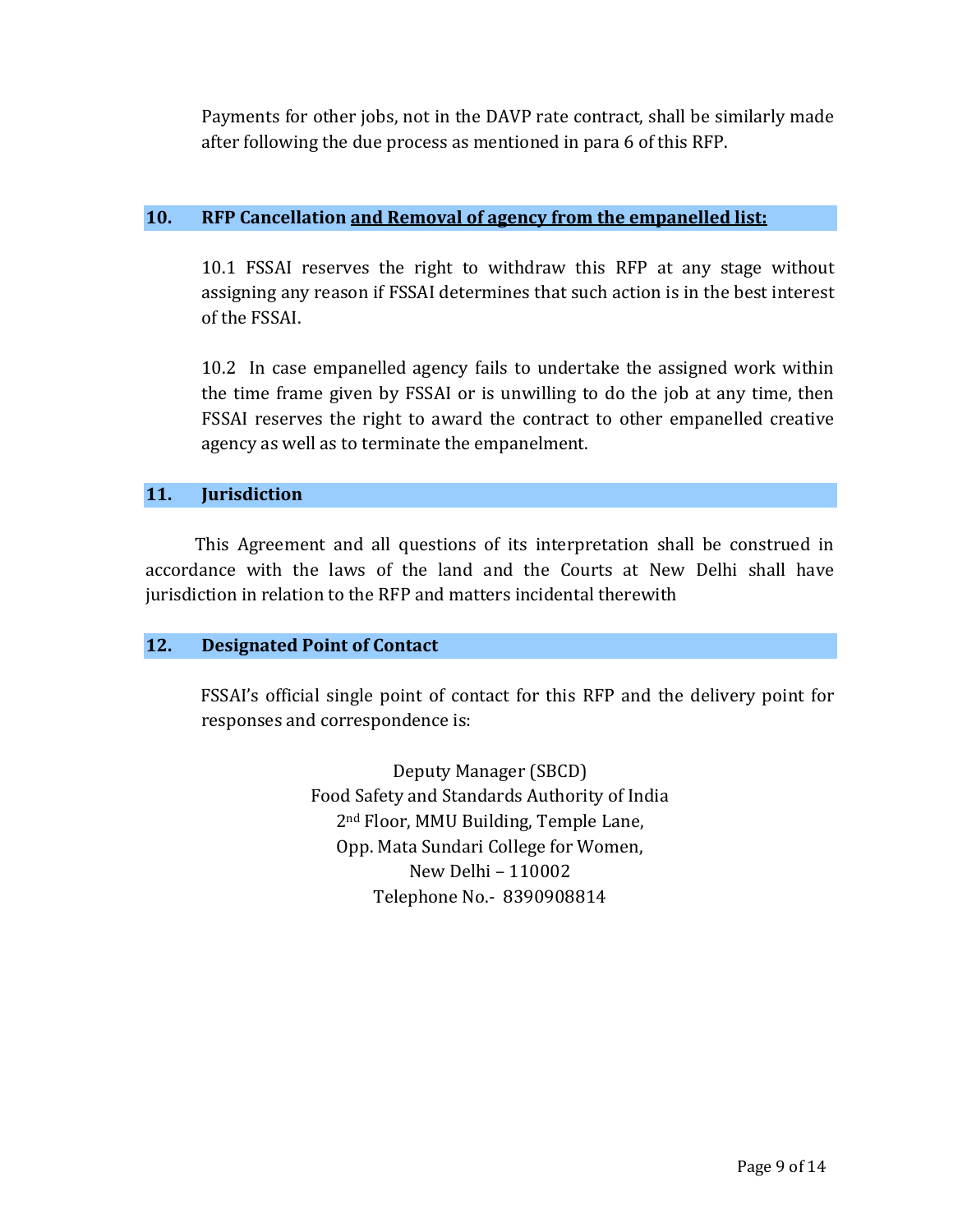Payments for other jobs, not in the DAVP rate contract, shall be similarly made after following the due process as mentioned in para 6 of this RFP.

## 10. RFP Cancellation <u>and Removal of agency from the empanelled list:</u>

10.1 FSSAI reserves the right to withdraw this RFP at any stage without assigning any reason if FSSAI determines that such action is in the best interest of the FSSAI.

10.2 In case empanelled agency fails to undertake the assigned work within the time frame given by FSSAI or is unwilling to do the job at any time, then FSSAI reserves the right to award the contract to other empanelled creative agency as well as to terminate the empanelment.

## 11. Jurisdiction

This Agreement and all questions of its interpretation shall be construed in accordance with the laws of the land and the Courts at New Delhi shall have jurisdiction in relation to the RFP and matters incidental therewith

## 12. Designated Point of Contact

FSSAI's official single point of contact for this RFP and the delivery point for responses and correspondence is:

Deputy Manager (SBCD)
Food Safety and Standards Authority of India
2nd Floor, MMU Building, Temple Lane,
Opp. Mata Sundari College for Women,
New Delhi – 110002
Telephone No.- 8390908814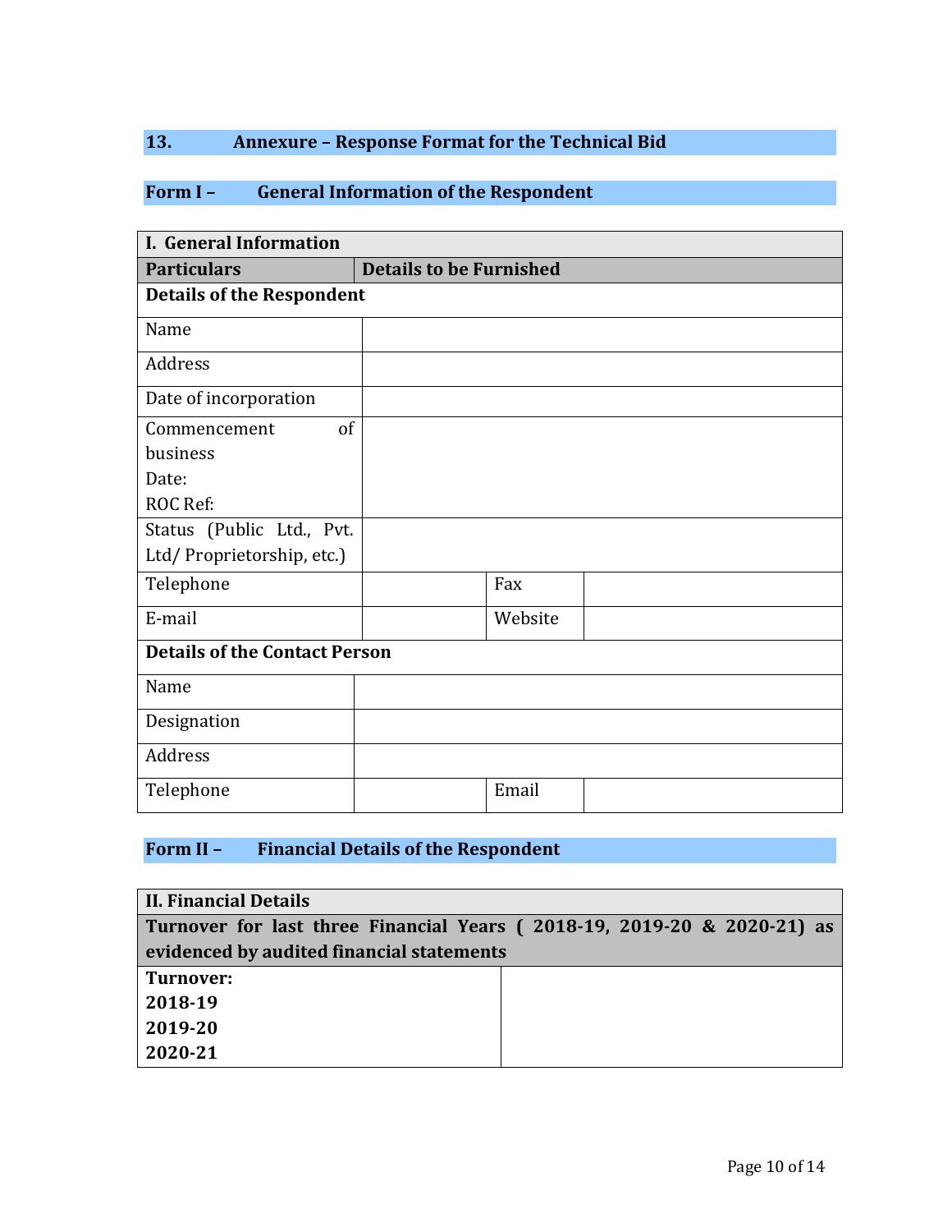## 13. Annexure – Response Format for the Technical Bid

### Form I – General Information of the Respondent

| I. General Information | | | |
|---|---|---|---|
| **Particulars** | **Details to be Furnished** | | |
| **Details of the Respondent** | | | |
| Name | | | |
| Address | | | |
| Date of incorporation | | | |
| Commencement of business<br>Date:<br>ROC Ref: | | | |
| Status (Public Ltd., Pvt. Ltd/ Proprietorship, etc.) | | | |
| Telephone | | Fax | |
| E-mail | | Website | |
| **Details of the Contact Person** | | | |
| Name | | | |
| Designation | | | |
| Address | | | |
| Telephone | | Email | |

### Form II – Financial Details of the Respondent

| II. Financial Details | |
|---|---|
| **Turnover for last three Financial Years ( 2018-19, 2019-20 & 2020-21) as evidenced by audited financial statements** | |
| **Turnover:**<br>**2018-19**<br>**2019-20**<br>**2020-21** | |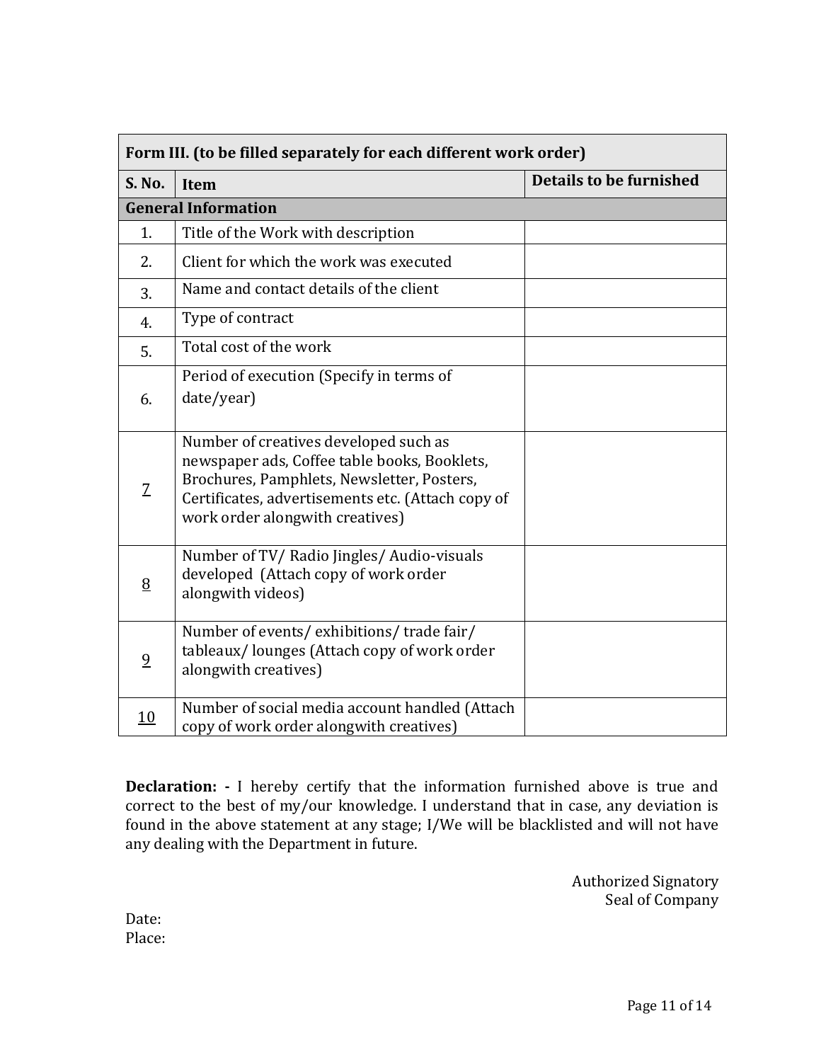| Form III. (to be filled separately for each different work order) | | |
|---|---|---|
| **S. No.** | **Item** | **Details to be furnished** |
| **General Information** | | |
| 1. | Title of the Work with description | |
| 2. | Client for which the work was executed | |
| 3. | Name and contact details of the client | |
| 4. | Type of contract | |
| 5. | Total cost of the work | |
| 6. | Period of execution (Specify in terms of date/year) | |
| 7 | Number of creatives developed such as newspaper ads, Coffee table books, Booklets, Brochures, Pamphlets, Newsletter, Posters, Certificates, advertisements etc. (Attach copy of work order alongwith creatives) | |
| 8 | Number of TV/ Radio Jingles/ Audio-visuals developed (Attach copy of work order alongwith videos) | |
| 9 | Number of events/ exhibitions/ trade fair/ tableaux/ lounges (Attach copy of work order alongwith creatives) | |
| 10 | Number of social media account handled (Attach copy of work order alongwith creatives) | |

**Declaration: -** I hereby certify that the information furnished above is true and correct to the best of my/our knowledge. I understand that in case, any deviation is found in the above statement at any stage; I/We will be blacklisted and will not have any dealing with the Department in future.

Authorized Signatory
Seal of Company

Date:
Place: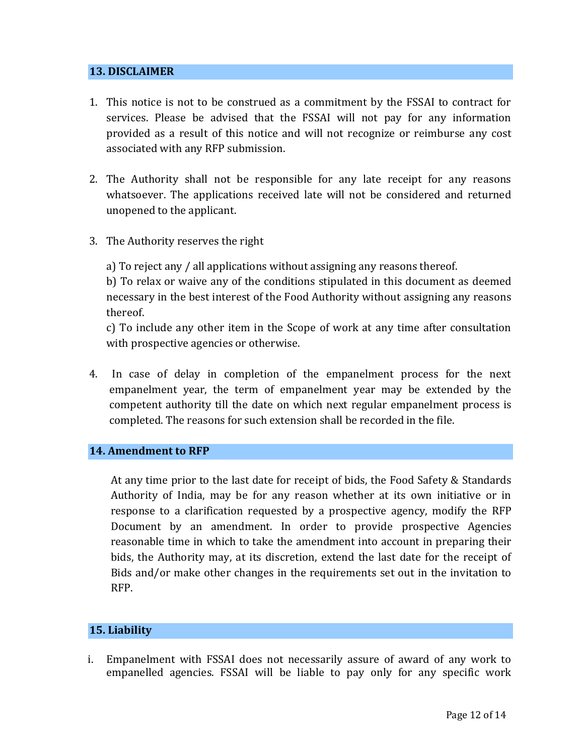## 13. DISCLAIMER

1. This notice is not to be construed as a commitment by the FSSAI to contract for services. Please be advised that the FSSAI will not pay for any information provided as a result of this notice and will not recognize or reimburse any cost associated with any RFP submission.

2. The Authority shall not be responsible for any late receipt for any reasons whatsoever. The applications received late will not be considered and returned unopened to the applicant.

3. The Authority reserves the right

   a) To reject any / all applications without assigning any reasons thereof.
   b) To relax or waive any of the conditions stipulated in this document as deemed necessary in the best interest of the Food Authority without assigning any reasons thereof.
   c) To include any other item in the Scope of work at any time after consultation with prospective agencies or otherwise.

4. In case of delay in completion of the empanelment process for the next empanelment year, the term of empanelment year may be extended by the competent authority till the date on which next regular empanelment process is completed. The reasons for such extension shall be recorded in the file.

## 14. Amendment to RFP

At any time prior to the last date for receipt of bids, the Food Safety & Standards Authority of India, may be for any reason whether at its own initiative or in response to a clarification requested by a prospective agency, modify the RFP Document by an amendment. In order to provide prospective Agencies reasonable time in which to take the amendment into account in preparing their bids, the Authority may, at its discretion, extend the last date for the receipt of Bids and/or make other changes in the requirements set out in the invitation to RFP.

## 15. Liability

i. Empanelment with FSSAI does not necessarily assure of award of any work to empanelled agencies. FSSAI will be liable to pay only for any specific work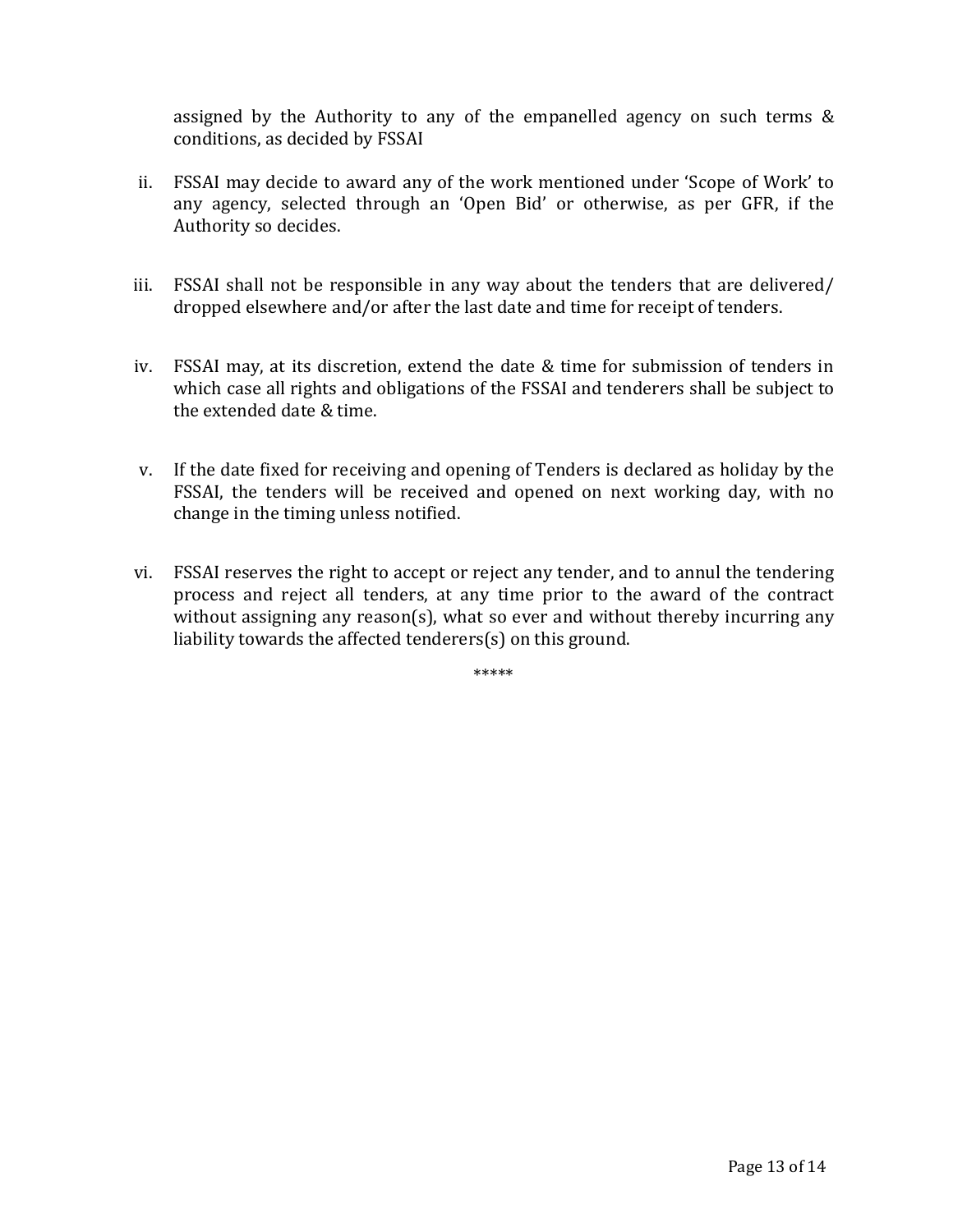assigned by the Authority to any of the empanelled agency on such terms & conditions, as decided by FSSAI

ii. FSSAI may decide to award any of the work mentioned under 'Scope of Work' to any agency, selected through an 'Open Bid' or otherwise, as per GFR, if the Authority so decides.

iii. FSSAI shall not be responsible in any way about the tenders that are delivered/ dropped elsewhere and/or after the last date and time for receipt of tenders.

iv. FSSAI may, at its discretion, extend the date & time for submission of tenders in which case all rights and obligations of the FSSAI and tenderers shall be subject to the extended date & time.

v. If the date fixed for receiving and opening of Tenders is declared as holiday by the FSSAI, the tenders will be received and opened on next working day, with no change in the timing unless notified.

vi. FSSAI reserves the right to accept or reject any tender, and to annul the tendering process and reject all tenders, at any time prior to the award of the contract without assigning any reason(s), what so ever and without thereby incurring any liability towards the affected tenderers(s) on this ground.

*****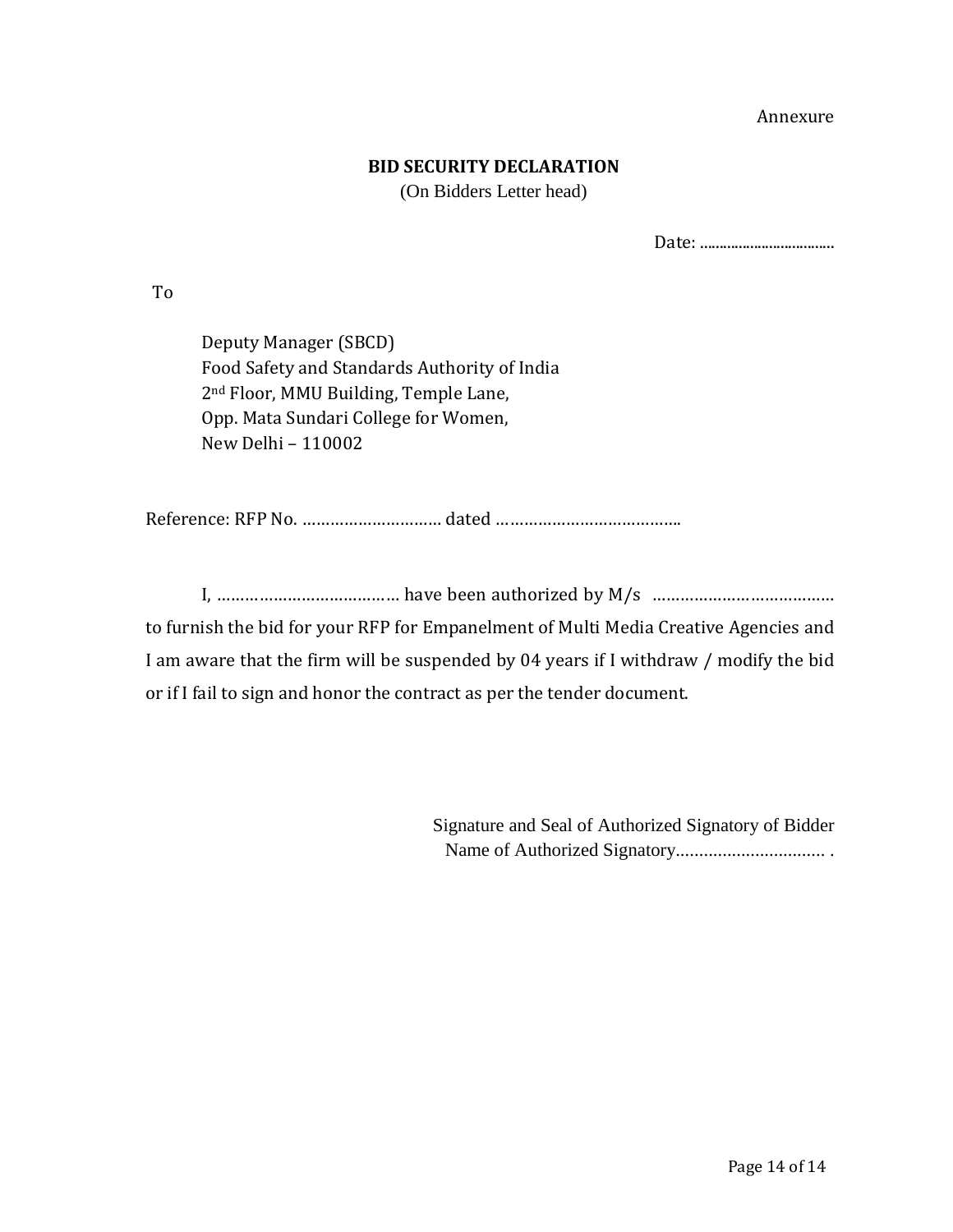Annexure

**BID SECURITY DECLARATION**

(On Bidders Letter head)

Date: ..................................

To

Deputy Manager (SBCD)
Food Safety and Standards Authority of India
2nd Floor, MMU Building, Temple Lane,
Opp. Mata Sundari College for Women,
New Delhi – 110002

Reference: RFP No. ………………………… dated …………………………………..

I, ………………………………… have been authorized by M/s ………………………………… to furnish the bid for your RFP for Empanelment of Multi Media Creative Agencies and I am aware that the firm will be suspended by 04 years if I withdraw / modify the bid or if I fail to sign and honor the contract as per the tender document.

Signature and Seal of Authorized Signatory of Bidder
Name of Authorized Signatory…………………………… .